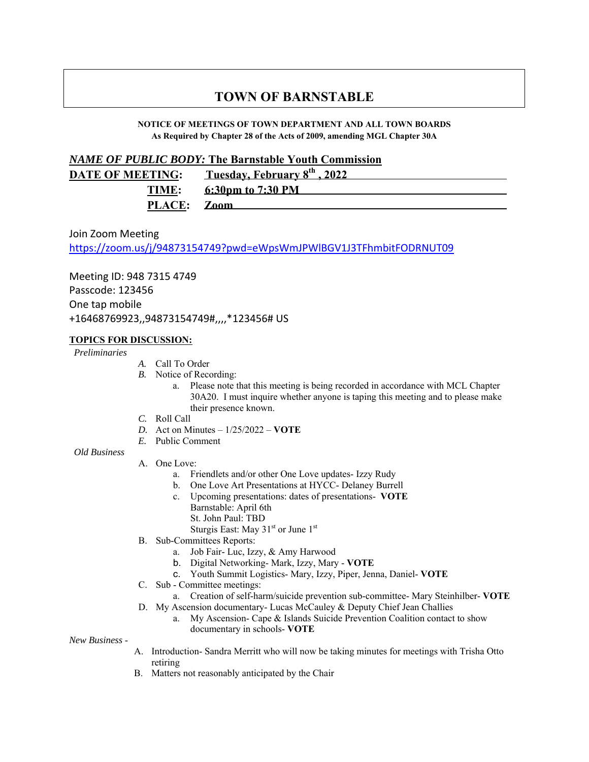# TOWN OF BARNSTABLE

**NOTICE OF MEETINGS OF TOWN DEPARTMENT AND ALL TOWN BOARDS**
**As Required by Chapter 28 of the Acts of 2009, amending MGL Chapter 30A**

***NAME OF PUBLIC BODY:* The Barnstable Youth Commission**

**DATE OF MEETING: Tuesday, February 8th , 2022**

**TIME: 6:30pm to 7:30 PM**

**PLACE: Zoom**

Join Zoom Meeting
https://zoom.us/j/94873154749?pwd=eWpsWmJPWlBGV1J3TFhmbitFODRNUT09

Meeting ID: 948 7315 4749
Passcode: 123456
One tap mobile
+16468769923,,94873154749#,,,,*123456# US

**TOPICS FOR DISCUSSION:**

*Preliminaries*

- *A.* Call To Order
- *B.* Notice of Recording:
  - a. Please note that this meeting is being recorded in accordance with MCL Chapter 30A20. I must inquire whether anyone is taping this meeting and to please make their presence known.
- *C.* Roll Call
- *D.* Act on Minutes – 1/25/2022 – **VOTE**
- *E.* Public Comment

*Old Business*

- A. One Love:
  - a. Friendlets and/or other One Love updates- Izzy Rudy
  - b. One Love Art Presentations at HYCC- Delaney Burrell
  - c. Upcoming presentations: dates of presentations- **VOTE**
    Barnstable: April 6th
    St. John Paul: TBD
    Sturgis East: May 31st or June 1st
- B. Sub-Committees Reports:
  - a. Job Fair- Luc, Izzy, & Amy Harwood
  - b. Digital Networking- Mark, Izzy, Mary - **VOTE**
  - c. Youth Summit Logistics- Mary, Izzy, Piper, Jenna, Daniel- **VOTE**
- C. Sub - Committee meetings:
  - a. Creation of self-harm/suicide prevention sub-committee- Mary Steinhilber- **VOTE**
- D. My Ascension documentary- Lucas McCauley & Deputy Chief Jean Challies
  - a. My Ascension- Cape & Islands Suicide Prevention Coalition contact to show documentary in schools- **VOTE**

*New Business -*

- A. Introduction- Sandra Merritt who will now be taking minutes for meetings with Trisha Otto retiring
- B. Matters not reasonably anticipated by the Chair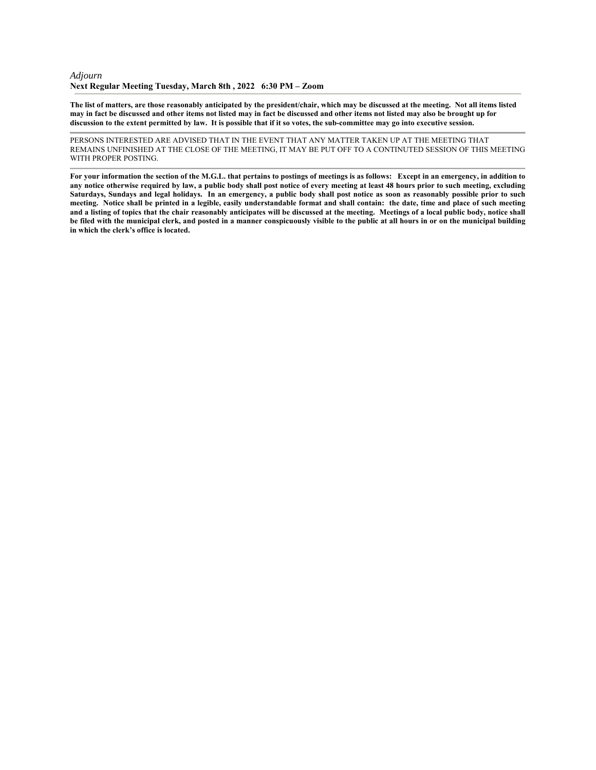*Adjourn*

**Next Regular Meeting Tuesday, March 8th , 2022 6:30 PM – Zoom**

---

**The list of matters, are those reasonably anticipated by the president/chair, which may be discussed at the meeting. Not all items listed may in fact be discussed and other items not listed may in fact be discussed and other items not listed may also be brought up for discussion to the extent permitted by law. It is possible that if it so votes, the sub-committee may go into executive session.**

---

PERSONS INTERESTED ARE ADVISED THAT IN THE EVENT THAT ANY MATTER TAKEN UP AT THE MEETING THAT REMAINS UNFINISHED AT THE CLOSE OF THE MEETING, IT MAY BE PUT OFF TO A CONTINUTED SESSION OF THIS MEETING WITH PROPER POSTING.

---

**For your information the section of the M.G.L. that pertains to postings of meetings is as follows: Except in an emergency, in addition to any notice otherwise required by law, a public body shall post notice of every meeting at least 48 hours prior to such meeting, excluding Saturdays, Sundays and legal holidays. In an emergency, a public body shall post notice as soon as reasonably possible prior to such meeting. Notice shall be printed in a legible, easily understandable format and shall contain: the date, time and place of such meeting and a listing of topics that the chair reasonably anticipates will be discussed at the meeting. Meetings of a local public body, notice shall be filed with the municipal clerk, and posted in a manner conspicuously visible to the public at all hours in or on the municipal building in which the clerk's office is located.**